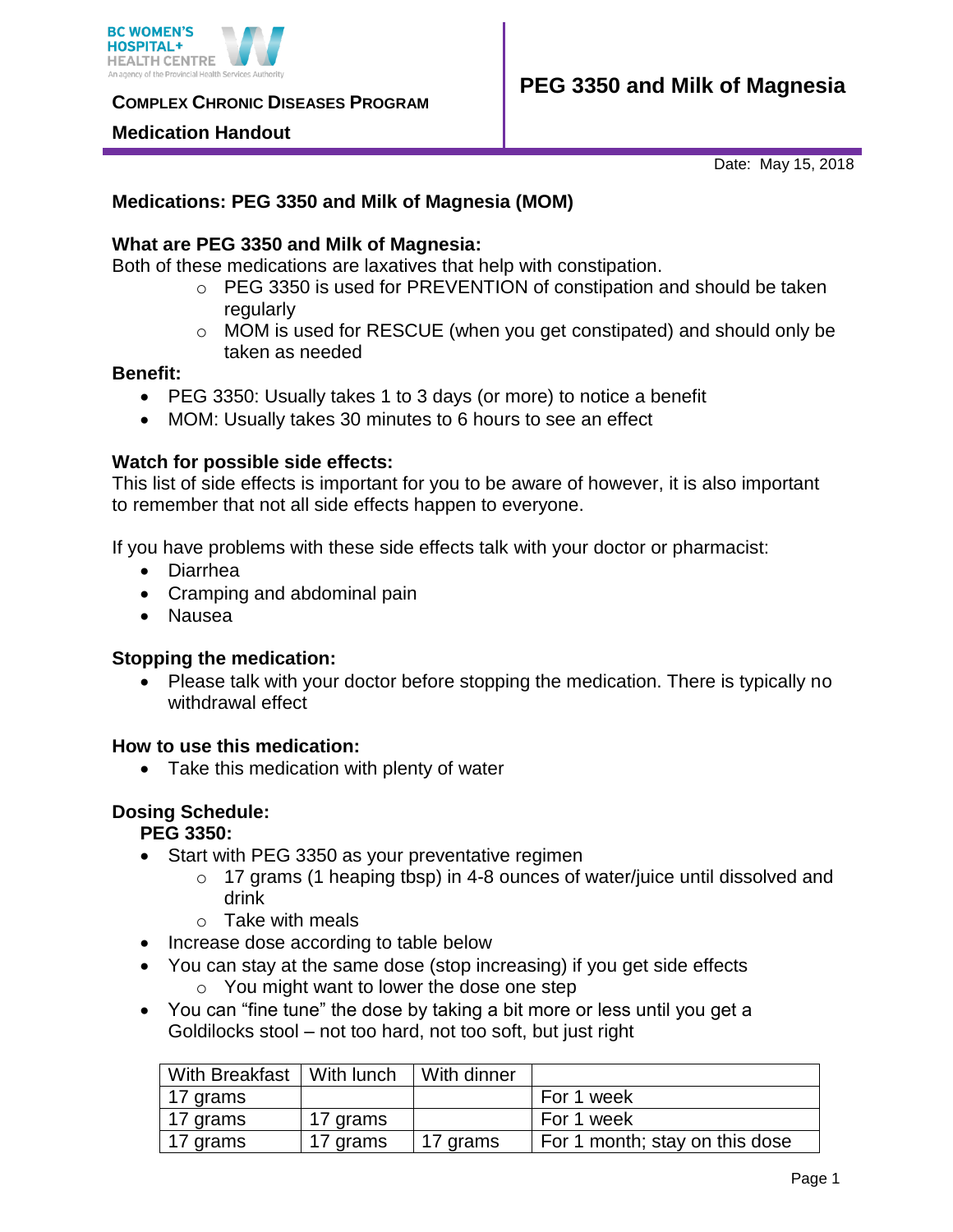BC WOMEN'S HOSPITAL+ HEALTH CENTRE
An agency of the Provincial Health Services Authority

**COMPLEX CHRONIC DISEASES PROGRAM**

**Medication Handout**

# PEG 3350 and Milk of Magnesia

Date: May 15, 2018

### Medications: PEG 3350 and Milk of Magnesia (MOM)

### What are PEG 3350 and Milk of Magnesia:

Both of these medications are laxatives that help with constipation.

- PEG 3350 is used for PREVENTION of constipation and should be taken regularly
- MOM is used for RESCUE (when you get constipated) and should only be taken as needed

### Benefit:

- PEG 3350: Usually takes 1 to 3 days (or more) to notice a benefit
- MOM: Usually takes 30 minutes to 6 hours to see an effect

### Watch for possible side effects:

This list of side effects is important for you to be aware of however, it is also important to remember that not all side effects happen to everyone.

If you have problems with these side effects talk with your doctor or pharmacist:

- Diarrhea
- Cramping and abdominal pain
- Nausea

### Stopping the medication:

- Please talk with your doctor before stopping the medication. There is typically no withdrawal effect

### How to use this medication:

- Take this medication with plenty of water

### Dosing Schedule:

**PEG 3350:**

- Start with PEG 3350 as your preventative regimen
  - 17 grams (1 heaping tbsp) in 4-8 ounces of water/juice until dissolved and drink
  - Take with meals
- Increase dose according to table below
- You can stay at the same dose (stop increasing) if you get side effects
  - You might want to lower the dose one step
- You can "fine tune" the dose by taking a bit more or less until you get a Goldilocks stool – not too hard, not too soft, but just right

| With Breakfast | With lunch | With dinner | |
|---|---|---|---|
| 17 grams | | | For 1 week |
| 17 grams | 17 grams | | For 1 week |
| 17 grams | 17 grams | 17 grams | For 1 month; stay on this dose |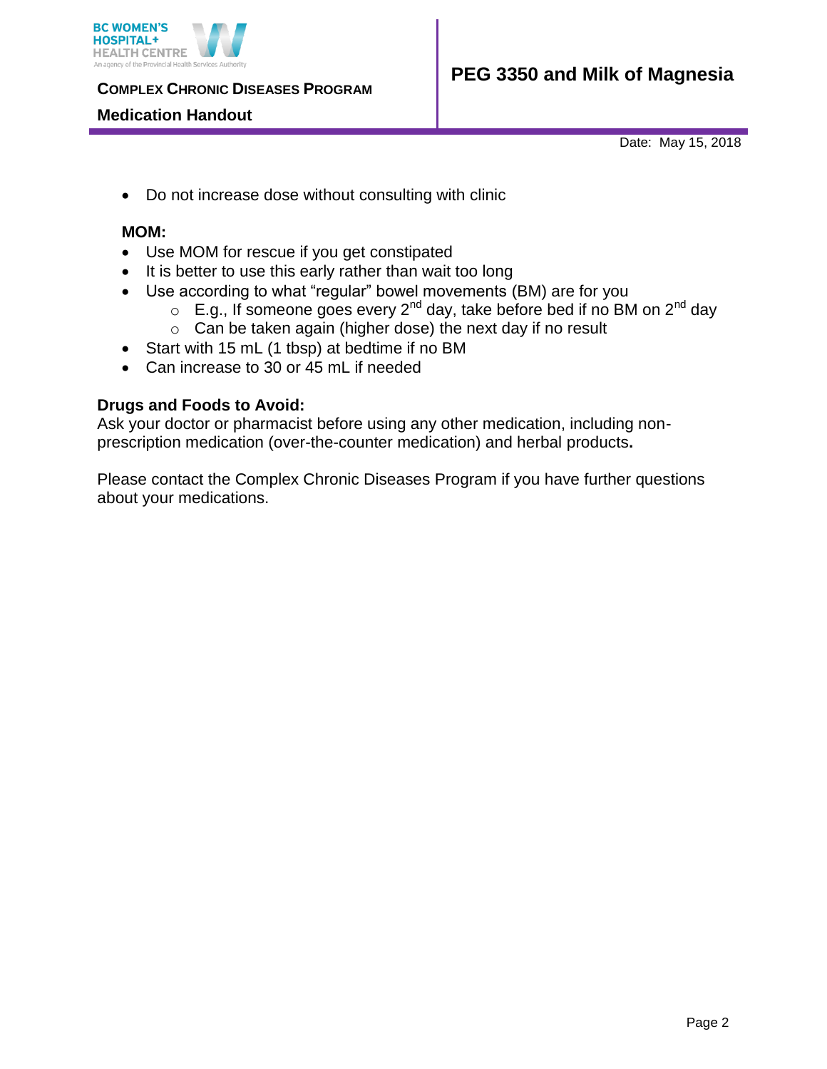- Do not increase dose without consulting with clinic

**MOM:**

- Use MOM for rescue if you get constipated
- It is better to use this early rather than wait too long
- Use according to what “regular” bowel movements (BM) are for you
  - E.g., If someone goes every 2nd day, take before bed if no BM on 2nd day
  - Can be taken again (higher dose) the next day if no result
- Start with 15 mL (1 tbsp) at bedtime if no BM
- Can increase to 30 or 45 mL if needed

**Drugs and Foods to Avoid:**

Ask your doctor or pharmacist before using any other medication, including non-prescription medication (over-the-counter medication) and herbal products**.**

Please contact the Complex Chronic Diseases Program if you have further questions about your medications.